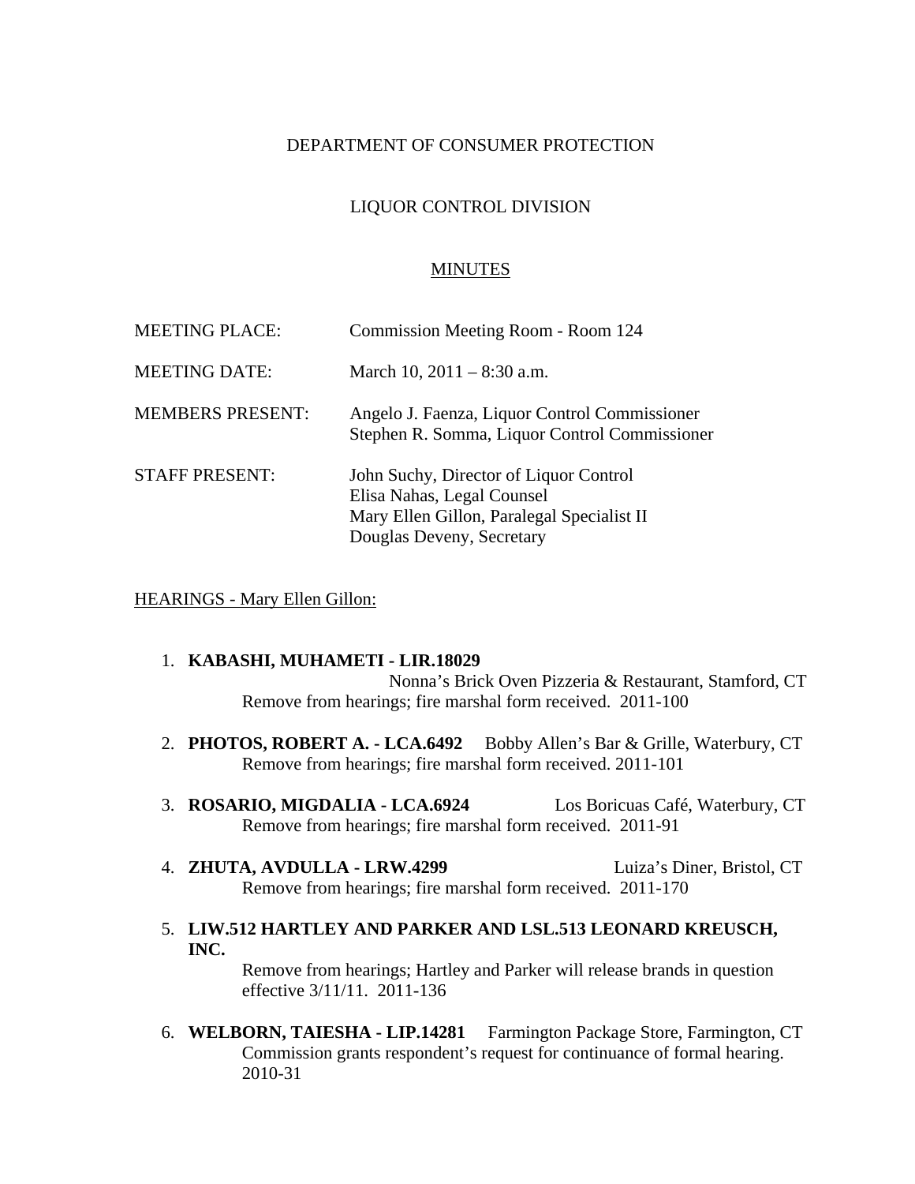DEPARTMENT OF CONSUMER PROTECTION

LIQUOR CONTROL DIVISION

MINUTES

| | |
|---|---|
| MEETING PLACE: | Commission Meeting Room - Room 124 |
| MEETING DATE: | March 10, 2011 – 8:30 a.m. |
| MEMBERS PRESENT: | Angelo J. Faenza, Liquor Control Commissioner<br>Stephen R. Somma, Liquor Control Commissioner |
| STAFF PRESENT: | John Suchy, Director of Liquor Control<br>Elisa Nahas, Legal Counsel<br>Mary Ellen Gillon, Paralegal Specialist II<br>Douglas Deveny, Secretary |

HEARINGS - Mary Ellen Gillon:

1. **KABASHI, MUHAMETI - LIR.18029** Nonna's Brick Oven Pizzeria & Restaurant, Stamford, CT
   Remove from hearings; fire marshal form received. 2011-100

2. **PHOTOS, ROBERT A. - LCA.6492** Bobby Allen's Bar & Grille, Waterbury, CT
   Remove from hearings; fire marshal form received. 2011-101

3. **ROSARIO, MIGDALIA - LCA.6924** Los Boricuas Café, Waterbury, CT
   Remove from hearings; fire marshal form received. 2011-91

4. **ZHUTA, AVDULLA - LRW.4299** Luiza's Diner, Bristol, CT
   Remove from hearings; fire marshal form received. 2011-170

5. **LIW.512 HARTLEY AND PARKER AND LSL.513 LEONARD KREUSCH, INC.**
   Remove from hearings; Hartley and Parker will release brands in question effective 3/11/11. 2011-136

6. **WELBORN, TAIESHA - LIP.14281** Farmington Package Store, Farmington, CT
   Commission grants respondent's request for continuance of formal hearing. 2010-31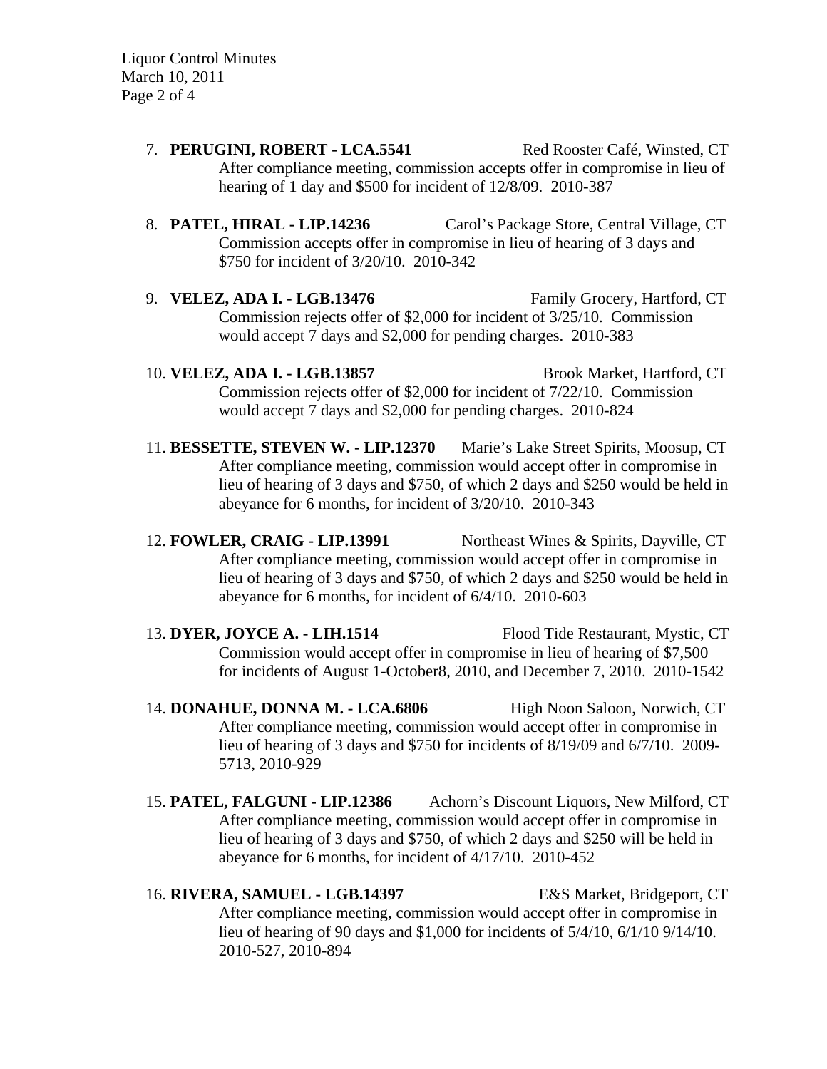7. **PERUGINI, ROBERT - LCA.5541** Red Rooster Café, Winsted, CT
   After compliance meeting, commission accepts offer in compromise in lieu of hearing of 1 day and $500 for incident of 12/8/09. 2010-387

8. **PATEL, HIRAL - LIP.14236** Carol's Package Store, Central Village, CT
   Commission accepts offer in compromise in lieu of hearing of 3 days and $750 for incident of 3/20/10. 2010-342

9. **VELEZ, ADA I. - LGB.13476** Family Grocery, Hartford, CT
   Commission rejects offer of $2,000 for incident of 3/25/10. Commission would accept 7 days and $2,000 for pending charges. 2010-383

10. **VELEZ, ADA I. - LGB.13857** Brook Market, Hartford, CT
    Commission rejects offer of $2,000 for incident of 7/22/10. Commission would accept 7 days and $2,000 for pending charges. 2010-824

11. **BESSETTE, STEVEN W. - LIP.12370** Marie's Lake Street Spirits, Moosup, CT
    After compliance meeting, commission would accept offer in compromise in lieu of hearing of 3 days and $750, of which 2 days and $250 would be held in abeyance for 6 months, for incident of 3/20/10. 2010-343

12. **FOWLER, CRAIG - LIP.13991** Northeast Wines & Spirits, Dayville, CT
    After compliance meeting, commission would accept offer in compromise in lieu of hearing of 3 days and $750, of which 2 days and $250 would be held in abeyance for 6 months, for incident of 6/4/10. 2010-603

13. **DYER, JOYCE A. - LIH.1514** Flood Tide Restaurant, Mystic, CT
    Commission would accept offer in compromise in lieu of hearing of $7,500 for incidents of August 1-October8, 2010, and December 7, 2010. 2010-1542

14. **DONAHUE, DONNA M. - LCA.6806** High Noon Saloon, Norwich, CT
    After compliance meeting, commission would accept offer in compromise in lieu of hearing of 3 days and $750 for incidents of 8/19/09 and 6/7/10. 2009-5713, 2010-929

15. **PATEL, FALGUNI - LIP.12386** Achorn's Discount Liquors, New Milford, CT
    After compliance meeting, commission would accept offer in compromise in lieu of hearing of 3 days and $750, of which 2 days and $250 will be held in abeyance for 6 months, for incident of 4/17/10. 2010-452

16. **RIVERA, SAMUEL - LGB.14397** E&S Market, Bridgeport, CT
    After compliance meeting, commission would accept offer in compromise in lieu of hearing of 90 days and $1,000 for incidents of 5/4/10, 6/1/10 9/14/10. 2010-527, 2010-894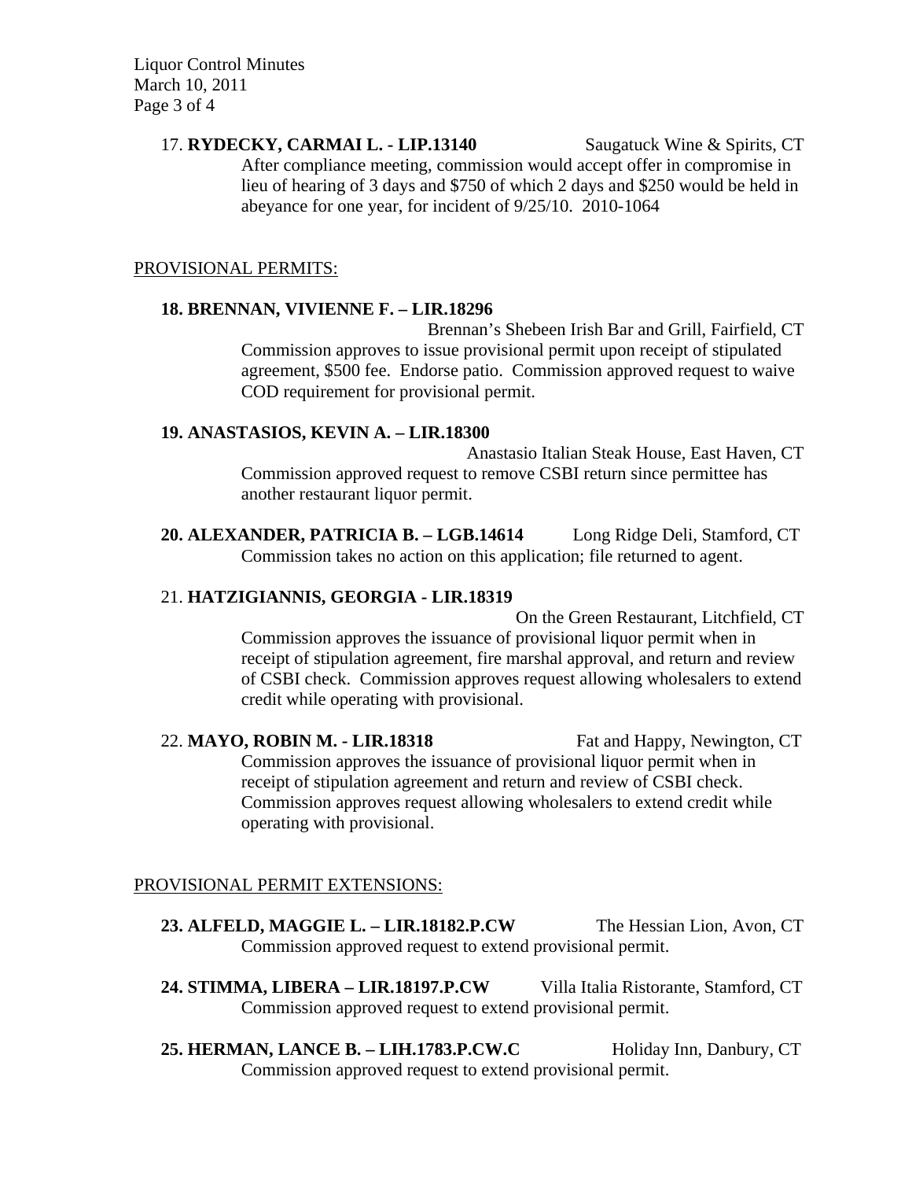17. **RYDECKY, CARMAI L. - LIP.13140** Saugatuck Wine & Spirits, CT

After compliance meeting, commission would accept offer in compromise in lieu of hearing of 3 days and $750 of which 2 days and $250 would be held in abeyance for one year, for incident of 9/25/10. 2010-1064

PROVISIONAL PERMITS:

**18. BRENNAN, VIVIENNE F. – LIR.18296**

Brennan's Shebeen Irish Bar and Grill, Fairfield, CT

Commission approves to issue provisional permit upon receipt of stipulated agreement, $500 fee. Endorse patio. Commission approved request to waive COD requirement for provisional permit.

**19. ANASTASIOS, KEVIN A. – LIR.18300**

Anastasio Italian Steak House, East Haven, CT

Commission approved request to remove CSBI return since permittee has another restaurant liquor permit.

**20. ALEXANDER, PATRICIA B. – LGB.14614** Long Ridge Deli, Stamford, CT

Commission takes no action on this application; file returned to agent.

21. **HATZIGIANNIS, GEORGIA - LIR.18319**

On the Green Restaurant, Litchfield, CT

Commission approves the issuance of provisional liquor permit when in receipt of stipulation agreement, fire marshal approval, and return and review of CSBI check. Commission approves request allowing wholesalers to extend credit while operating with provisional.

22. **MAYO, ROBIN M. - LIR.18318** Fat and Happy, Newington, CT

Commission approves the issuance of provisional liquor permit when in receipt of stipulation agreement and return and review of CSBI check. Commission approves request allowing wholesalers to extend credit while operating with provisional.

PROVISIONAL PERMIT EXTENSIONS:

**23. ALFELD, MAGGIE L. – LIR.18182.P.CW** The Hessian Lion, Avon, CT

Commission approved request to extend provisional permit.

**24. STIMMA, LIBERA – LIR.18197.P.CW** Villa Italia Ristorante, Stamford, CT

Commission approved request to extend provisional permit.

**25. HERMAN, LANCE B. – LIH.1783.P.CW.C** Holiday Inn, Danbury, CT

Commission approved request to extend provisional permit.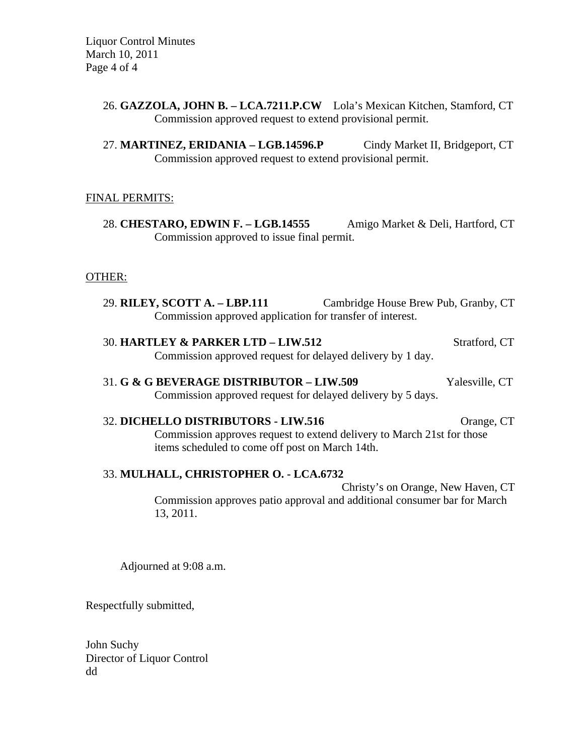26. **GAZZOLA, JOHN B. – LCA.7211.P.CW** Lola's Mexican Kitchen, Stamford, CT
    Commission approved request to extend provisional permit.

27. **MARTINEZ, ERIDANIA – LGB.14596.P** Cindy Market II, Bridgeport, CT
    Commission approved request to extend provisional permit.

FINAL PERMITS:

28. **CHESTARO, EDWIN F. – LGB.14555** Amigo Market & Deli, Hartford, CT
    Commission approved to issue final permit.

OTHER:

29. **RILEY, SCOTT A. – LBP.111** Cambridge House Brew Pub, Granby, CT
    Commission approved application for transfer of interest.

30. **HARTLEY & PARKER LTD – LIW.512** Stratford, CT
    Commission approved request for delayed delivery by 1 day.

31. **G & G BEVERAGE DISTRIBUTOR – LIW.509** Yalesville, CT
    Commission approved request for delayed delivery by 5 days.

32. **DICHELLO DISTRIBUTORS - LIW.516** Orange, CT
    Commission approves request to extend delivery to March 21st for those items scheduled to come off post on March 14th.

33. **MULHALL, CHRISTOPHER O. - LCA.6732**
    Christy's on Orange, New Haven, CT
    Commission approves patio approval and additional consumer bar for March 13, 2011.

Adjourned at 9:08 a.m.

Respectfully submitted,

John Suchy
Director of Liquor Control
dd